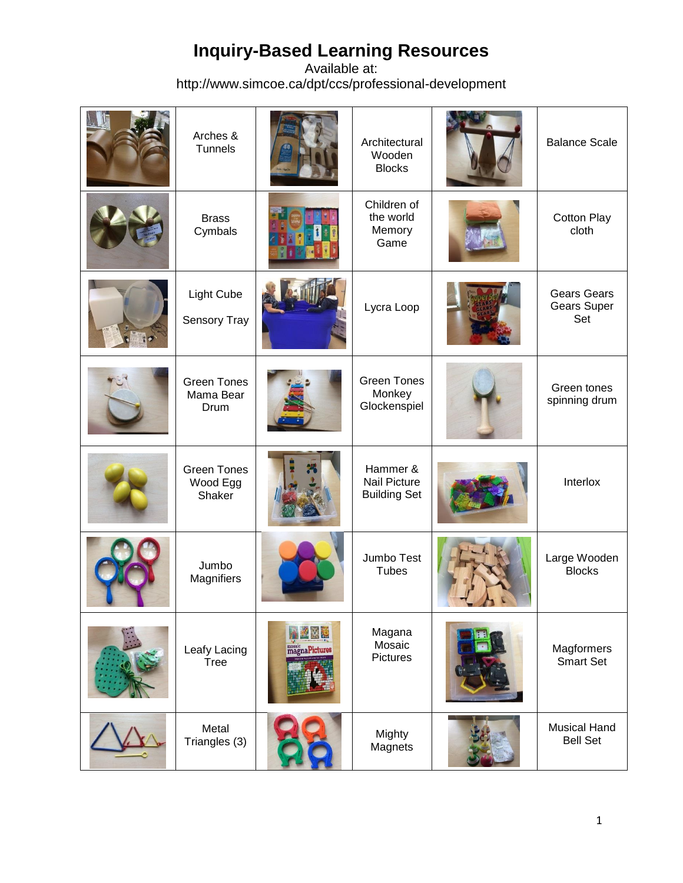# Inquiry-Based Learning Resources

Available at:
http://www.simcoe.ca/dpt/ccs/professional-development

| | | | | | |
|---|---|---|---|---|---|
| | Arches & Tunnels | | Architectural Wooden Blocks | | Balance Scale |
| | Brass Cymbals | | Children of the world Memory Game | | Cotton Play cloth |
| | Light Cube<br><br>Sensory Tray | | Lycra Loop | | Gears Gears Gears Super Set |
| | Green Tones Mama Bear Drum | | Green Tones Monkey Glockenspiel | | Green tones spinning drum |
| | Green Tones Wood Egg Shaker | | Hammer & Nail Picture Building Set | | Interlox |
| | Jumbo Magnifiers | | Jumbo Test Tubes | | Large Wooden Blocks |
| | Leafy Lacing Tree | | Magana Mosaic Pictures | | Magformers Smart Set |
| | Metal Triangles (3) | | Mighty Magnets | | Musical Hand Bell Set |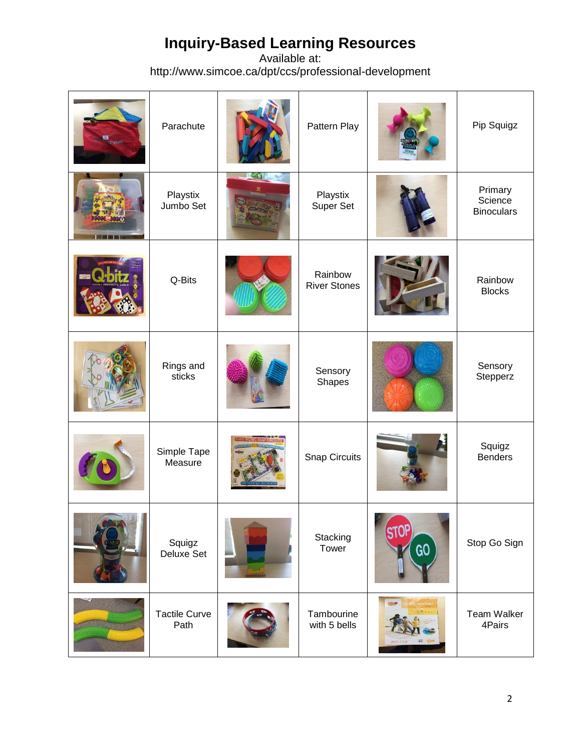# Inquiry-Based Learning Resources

Available at:
http://www.simcoe.ca/dpt/ccs/professional-development

| | | | | | |
|---|---|---|---|---|---|
| | Parachute | | Pattern Play | | Pip Squigz |
| | Playstix Jumbo Set | | Playstix Super Set | | Primary Science Binoculars |
| | Q-Bits | | Rainbow River Stones | | Rainbow Blocks |
| | Rings and sticks | | Sensory Shapes | | Sensory Stepperz |
| | Simple Tape Measure | | Snap Circuits | | Squigz Benders |
| | Squigz Deluxe Set | | Stacking Tower | | Stop Go Sign |
| | Tactile Curve Path | | Tambourine with 5 bells | | Team Walker 4Pairs |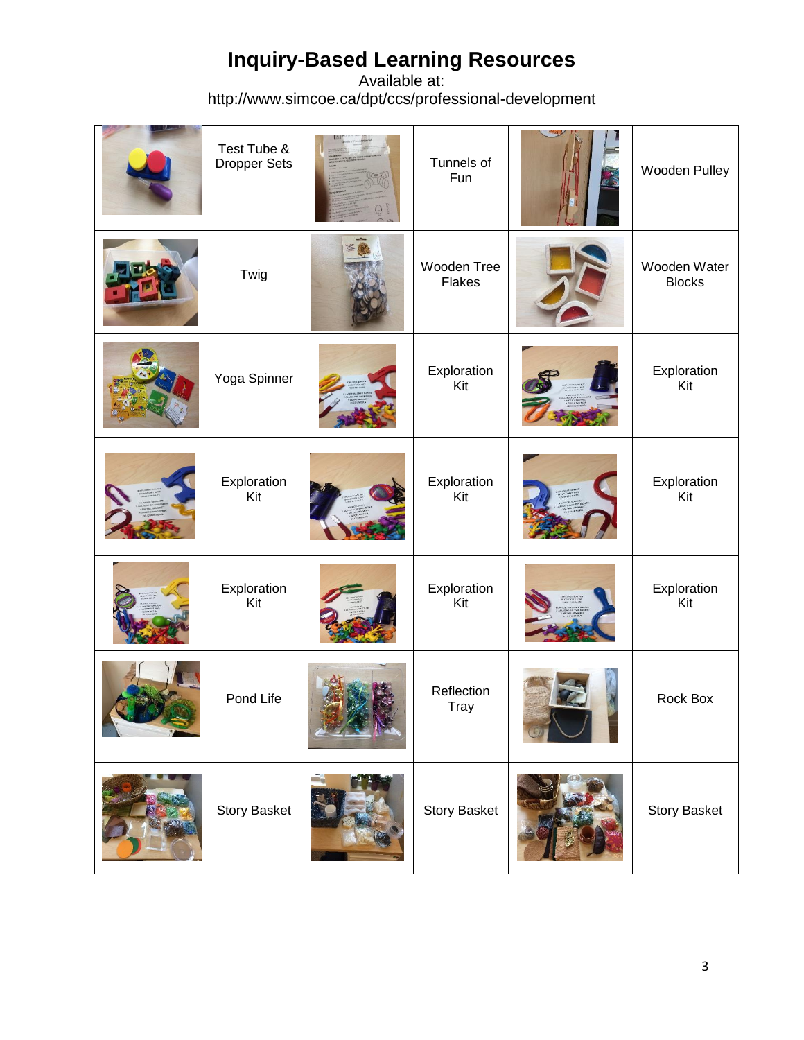# Inquiry-Based Learning Resources

Available at:
http://www.simcoe.ca/dpt/ccs/professional-development

| | | | | | |
|---|---|---|---|---|---|
| | Test Tube & Dropper Sets | | Tunnels of Fun | | Wooden Pulley |
| | Twig | | Wooden Tree Flakes | | Wooden Water Blocks |
| | Yoga Spinner | | Exploration Kit | | Exploration Kit |
| | Exploration Kit | | Exploration Kit | | Exploration Kit |
| | Exploration Kit | | Exploration Kit | | Exploration Kit |
| | Pond Life | | Reflection Tray | | Rock Box |
| | Story Basket | | Story Basket | | Story Basket |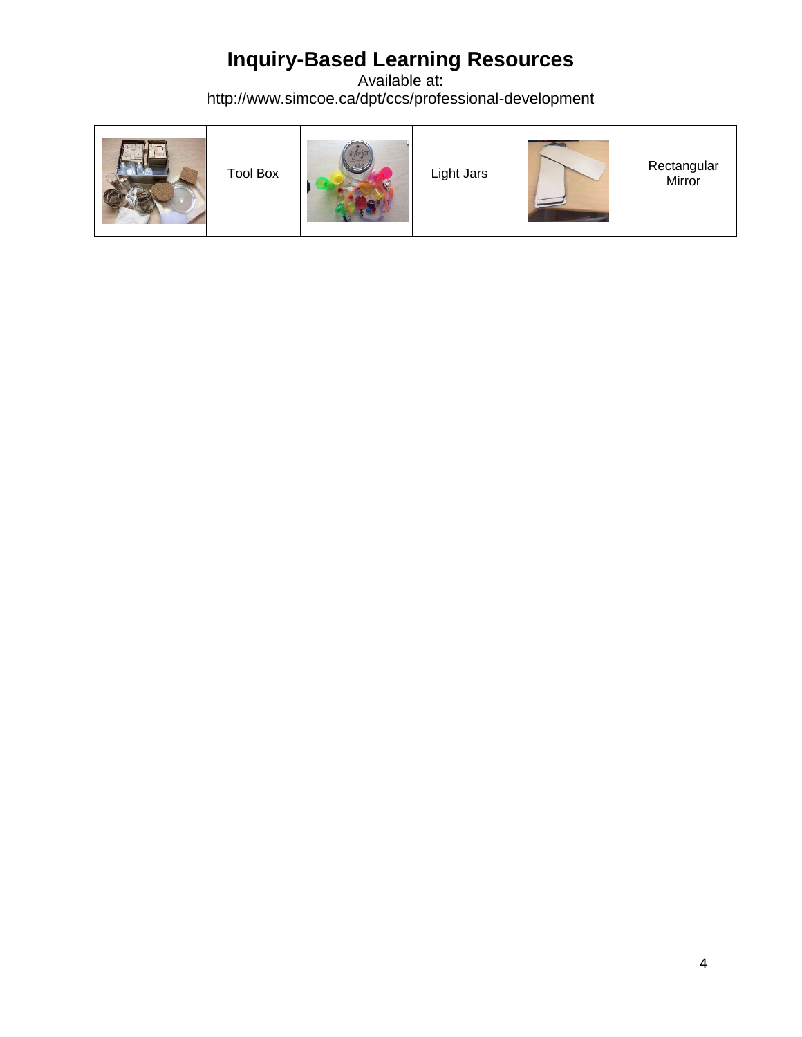# Inquiry-Based Learning Resources

Available at:
http://www.simcoe.ca/dpt/ccs/professional-development

| | | | | | |
|---|---|---|---|---|---|
| | Tool Box | | Light Jars | | Rectangular Mirror |